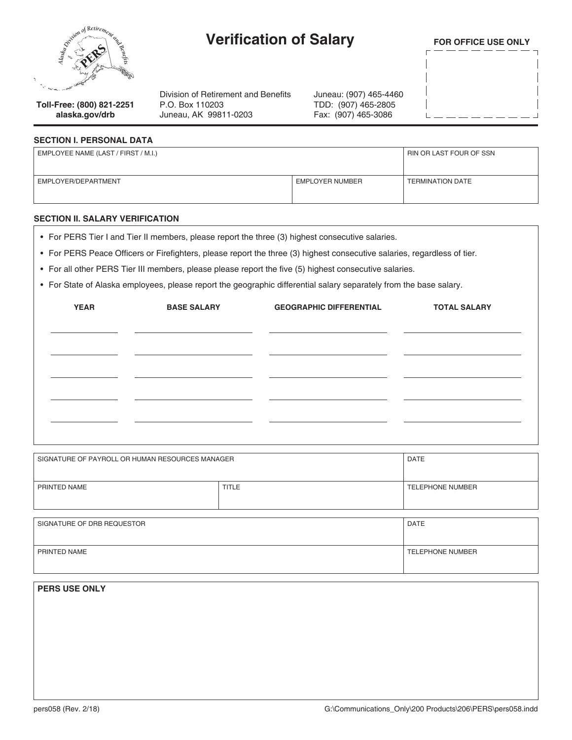# Verification of Salary

**FOR OFFICE USE ONLY**

**Toll-Free: (800) 821-2251**
**alaska.gov/drb**

Division of Retirement and Benefits
P.O. Box 110203
Juneau, AK 99811-0203

Juneau: (907) 465-4460
TDD: (907) 465-2805
Fax: (907) 465-3086

## SECTION I. PERSONAL DATA

| EMPLOYEE NAME (LAST / FIRST / M.I.) | | RIN OR LAST FOUR OF SSN |
|---|---|---|
| EMPLOYER/DEPARTMENT | EMPLOYER NUMBER | TERMINATION DATE |

## SECTION II. SALARY VERIFICATION

- For PERS Tier I and Tier II members, please report the three (3) highest consecutive salaries.
- For PERS Peace Officers or Firefighters, please report the three (3) highest consecutive salaries, regardless of tier.
- For all other PERS Tier III members, please please report the five (5) highest consecutive salaries.
- For State of Alaska employees, please report the geographic differential salary separately from the base salary.

| YEAR | BASE SALARY | GEOGRAPHIC DIFFERENTIAL | TOTAL SALARY |
|---|---|---|---|
| | | | |
| | | | |
| | | | |
| | | | |
| | | | |

| SIGNATURE OF PAYROLL OR HUMAN RESOURCES MANAGER | | DATE |
|---|---|---|
| PRINTED NAME | TITLE | TELEPHONE NUMBER |

| SIGNATURE OF DRB REQUESTOR | DATE |
|---|---|
| PRINTED NAME | TELEPHONE NUMBER |

**PERS USE ONLY**

pers058 (Rev. 2/18)

G:\Communications_Only\200 Products\206\PERS\pers058.indd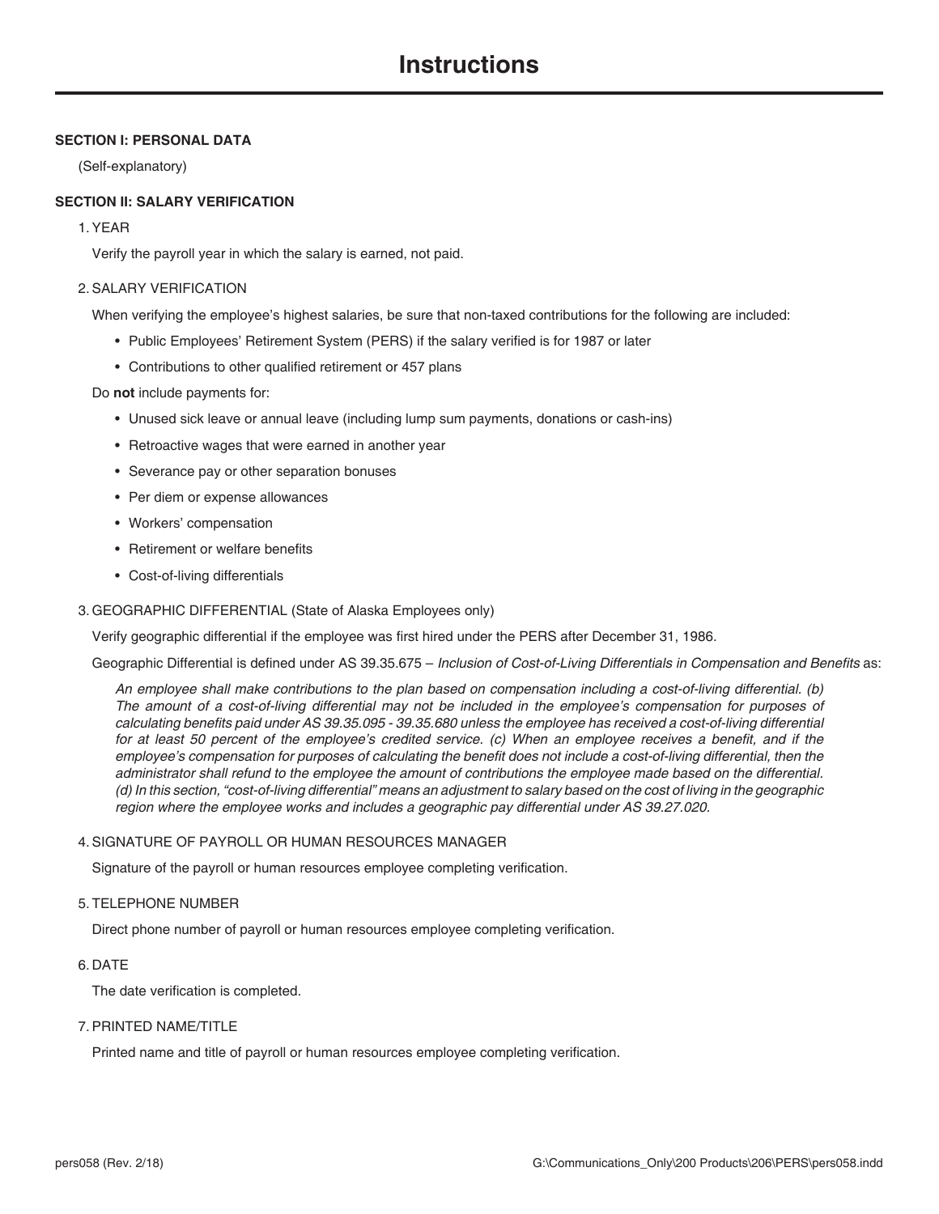# Instructions

**SECTION I: PERSONAL DATA**

(Self-explanatory)

**SECTION II: SALARY VERIFICATION**

1. YEAR

   Verify the payroll year in which the salary is earned, not paid.

2. SALARY VERIFICATION

   When verifying the employee's highest salaries, be sure that non-taxed contributions for the following are included:

   - Public Employees' Retirement System (PERS) if the salary verified is for 1987 or later
   - Contributions to other qualified retirement or 457 plans

   Do **not** include payments for:

   - Unused sick leave or annual leave (including lump sum payments, donations or cash-ins)
   - Retroactive wages that were earned in another year
   - Severance pay or other separation bonuses
   - Per diem or expense allowances
   - Workers' compensation
   - Retirement or welfare benefits
   - Cost-of-living differentials

3. GEOGRAPHIC DIFFERENTIAL (State of Alaska Employees only)

   Verify geographic differential if the employee was first hired under the PERS after December 31, 1986.

   Geographic Differential is defined under AS 39.35.675 – *Inclusion of Cost-of-Living Differentials in Compensation and Benefits* as:

   *An employee shall make contributions to the plan based on compensation including a cost-of-living differential. (b) The amount of a cost-of-living differential may not be included in the employee's compensation for purposes of calculating benefits paid under AS 39.35.095 - 39.35.680 unless the employee has received a cost-of-living differential for at least 50 percent of the employee's credited service. (c) When an employee receives a benefit, and if the employee's compensation for purposes of calculating the benefit does not include a cost-of-living differential, then the administrator shall refund to the employee the amount of contributions the employee made based on the differential. (d) In this section, "cost-of-living differential" means an adjustment to salary based on the cost of living in the geographic region where the employee works and includes a geographic pay differential under AS 39.27.020.*

4. SIGNATURE OF PAYROLL OR HUMAN RESOURCES MANAGER

   Signature of the payroll or human resources employee completing verification.

5. TELEPHONE NUMBER

   Direct phone number of payroll or human resources employee completing verification.

6. DATE

   The date verification is completed.

7. PRINTED NAME/TITLE

   Printed name and title of payroll or human resources employee completing verification.

pers058 (Rev. 2/18) G:\Communications_Only\200 Products\206\PERS\pers058.indd